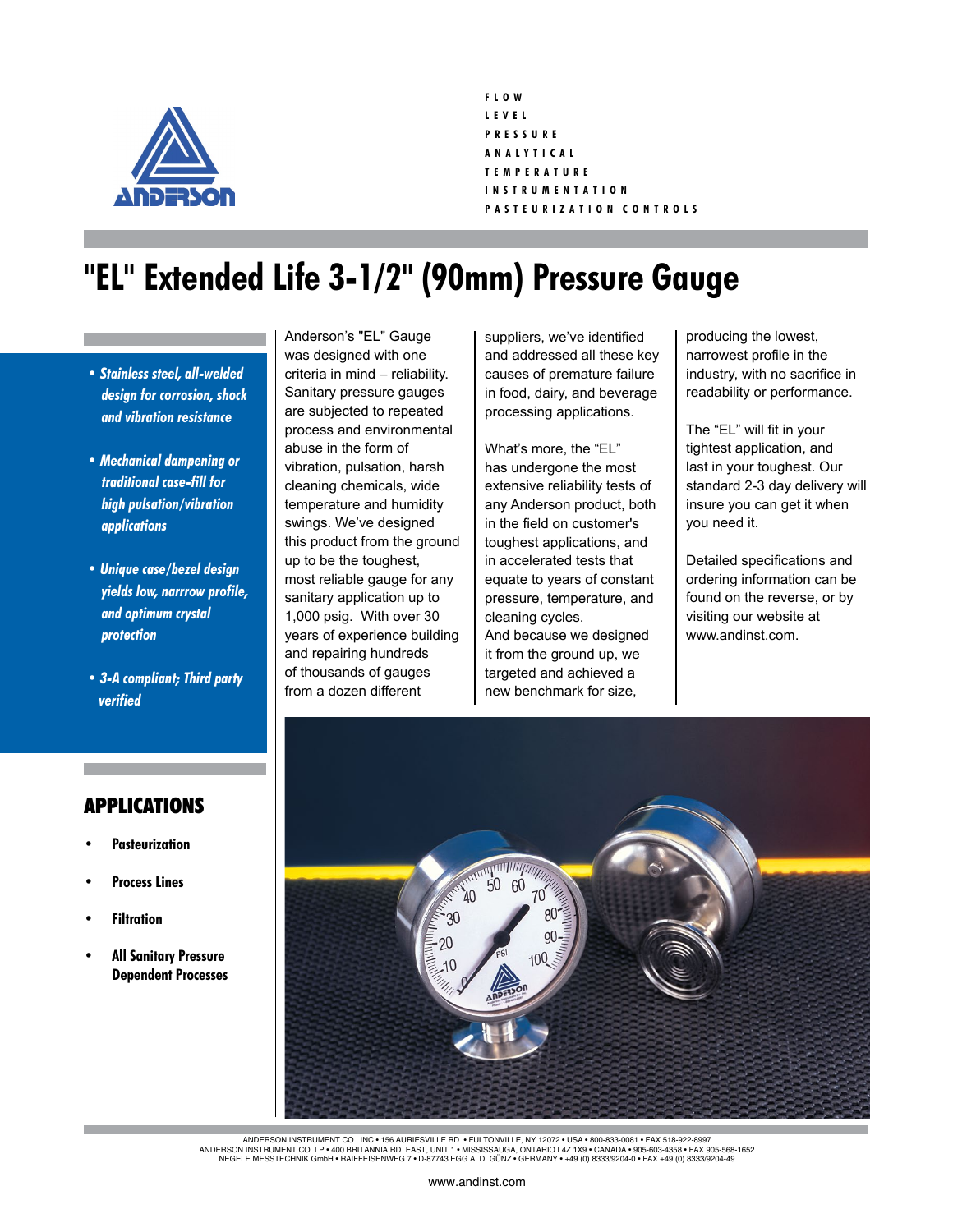ANDERSON

FLOW
LEVEL
PRESSURE
ANALYTICAL
TEMPERATURE
INSTRUMENTATION
PASTEURIZATION CONTROLS

# "EL" Extended Life 3-1/2" (90mm) Pressure Gauge

- *Stainless steel, all-welded design for corrosion, shock and vibration resistance*
- *Mechanical dampening or traditional case-fill for high pulsation/vibration applications*
- *Unique case/bezel design yields low, narrrow profile, and optimum crystal protection*
- *3-A compliant; Third party verified*

## APPLICATIONS

- **Pasteurization**
- **Process Lines**
- **Filtration**
- **All Sanitary Pressure Dependent Processes**

Anderson's "EL" Gauge was designed with one criteria in mind – reliability. Sanitary pressure gauges are subjected to repeated process and environmental abuse in the form of vibration, pulsation, harsh cleaning chemicals, wide temperature and humidity swings. We've designed this product from the ground up to be the toughest, most reliable gauge for any sanitary application up to 1,000 psig. With over 30 years of experience building and repairing hundreds of thousands of gauges from a dozen different suppliers, we've identified and addressed all these key causes of premature failure in food, dairy, and beverage processing applications.

What's more, the "EL" has undergone the most extensive reliability tests of any Anderson product, both in the field on customer's toughest applications, and in accelerated tests that equate to years of constant pressure, temperature, and cleaning cycles.
And because we designed it from the ground up, we targeted and achieved a new benchmark for size, producing the lowest, narrowest profile in the industry, with no sacrifice in readability or performance.

The "EL" will fit in your tightest application, and last in your toughest. Our standard 2-3 day delivery will insure you can get it when you need it.

Detailed specifications and ordering information can be found on the reverse, or by visiting our website at www.andinst.com.

ANDERSON INSTRUMENT CO., INC • 156 AURIESVILLE RD. • FULTONVILLE, NY 12072 • USA • 800-833-0081 • FAX 518-922-8997
ANDERSON INSTRUMENT CO. LP • 400 BRITANNIA RD. EAST, UNIT 1 • MISSISSAUGA, ONTARIO L4Z 1X9 • CANADA • 905-603-4358 • FAX 905-568-1652
NEGELE MESSTECHNIK GmbH • RAIFFEISENWEG 7 • D-87743 EGG A. D. GÜNZ • GERMANY • +49 (0) 8333/9204-0 • FAX +49 (0) 8333/9204-49

www.andinst.com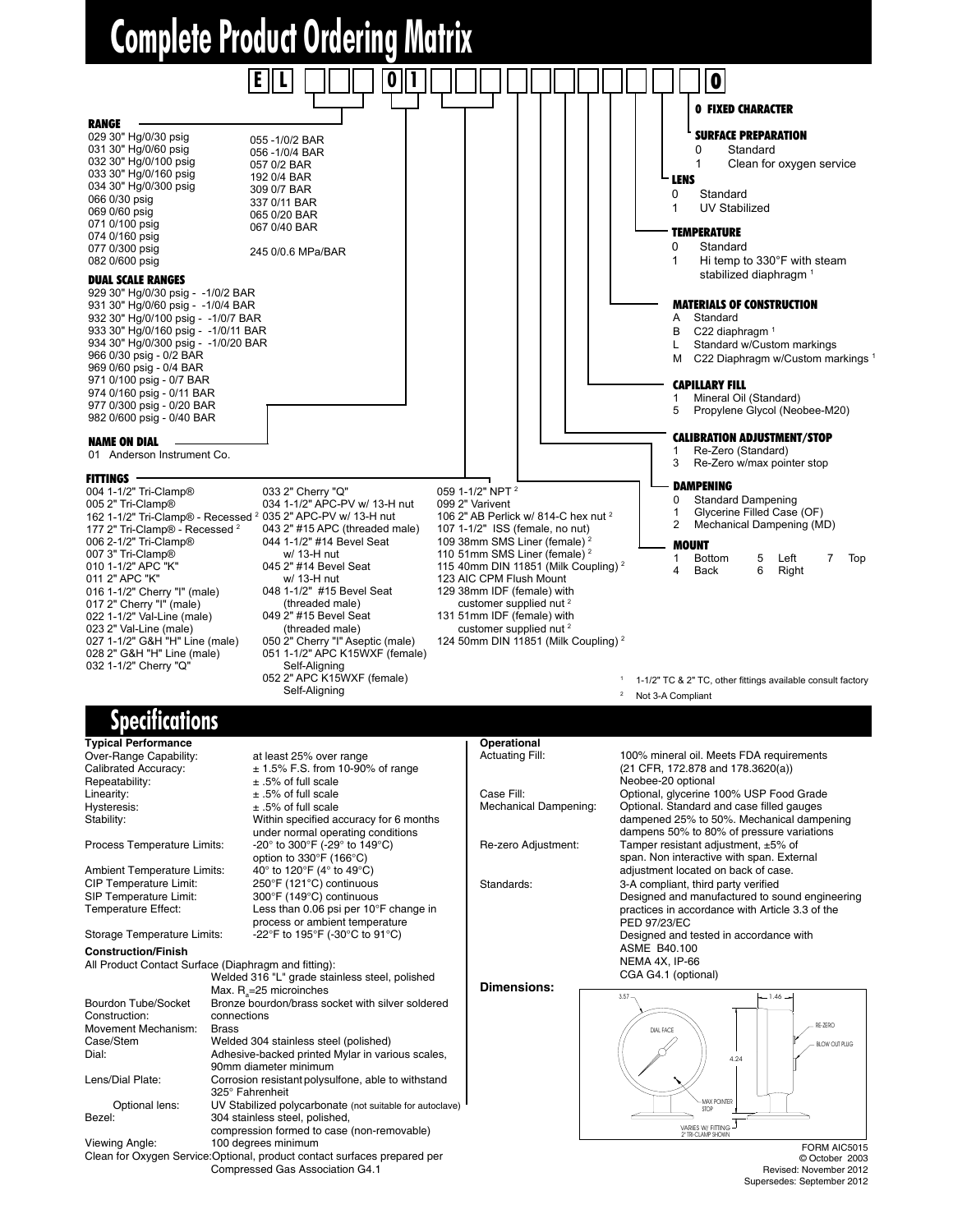# Complete Product Ordering Matrix

E L ☐ ☐ ☐ 0 1 ☐ ☐ ☐ ☐ ☐ ☐ ☐ ☐ ☐ 0

### RANGE

029 30" Hg/0/30 psig
031 30" Hg/0/60 psig
032 30" Hg/0/100 psig
033 30" Hg/0/160 psig
034 30" Hg/0/300 psig
066 0/30 psig
069 0/60 psig
071 0/100 psig
074 0/160 psig
077 0/300 psig
082 0/600 psig

055 -1/0/2 BAR
056 -1/0/4 BAR
057 0/2 BAR
192 0/4 BAR
309 0/7 BAR
337 0/11 BAR
065 0/20 BAR
067 0/40 BAR

245 0/0.6 MPa/BAR

### DUAL SCALE RANGES

929 30" Hg/0/30 psig - -1/0/2 BAR
931 30" Hg/0/60 psig - -1/0/4 BAR
932 30" Hg/0/100 psig - -1/0/7 BAR
933 30" Hg/0/160 psig - -1/0/11 BAR
934 30" Hg/0/300 psig - -1/0/20 BAR
966 0/30 psig - 0/2 BAR
969 0/60 psig - 0/4 BAR
971 0/100 psig - 0/7 BAR
974 0/160 psig - 0/11 BAR
977 0/300 psig - 0/20 BAR
982 0/600 psig - 0/40 BAR

### NAME ON DIAL

01 Anderson Instrument Co.

### FITTINGS

004 1-1/2" Tri-Clamp®
005 2" Tri-Clamp®
162 1-1/2" Tri-Clamp® - Recessed [2]
177 2" Tri-Clamp® - Recessed [2]
006 2-1/2" Tri-Clamp®
007 3" Tri-Clamp®
010 1-1/2" APC "K"
011 2" APC "K"
016 1-1/2" Cherry "I" (male)
017 2" Cherry "I" (male)
022 1-1/2" Val-Line (male)
023 2" Val-Line (male)
027 1-1/2" G&H "H" Line (male)
028 2" G&H "H" Line (male)
032 1-1/2" Cherry "Q"
033 2" Cherry "Q"
034 1-1/2" APC-PV w/ 13-H nut
035 2" APC-PV w/ 13-H nut
043 2" #15 APC (threaded male)
044 1-1/2" #14 Bevel Seat w/ 13-H nut
045 2" #14 Bevel Seat w/ 13-H nut
048 1-1/2" #15 Bevel Seat (threaded male)
049 2" #15 Bevel Seat (threaded male)
050 2" Cherry "I" Aseptic (male)
051 1-1/2" APC K15WXF (female) Self-Aligning
052 2" APC K15WXF (female) Self-Aligning
059 1-1/2" NPT [2]
099 2" Varivent
106 2" AB Perlick w/ 814-C hex nut [2]
107 1-1/2" ISS (female, no nut)
109 38mm SMS Liner (female) [2]
110 51mm SMS Liner (female) [2]
115 40mm DIN 11851 (Milk Coupling) [2]
123 AIC CPM Flush Mount
129 38mm IDF (female) with customer supplied nut [2]
131 51mm IDF (female) with customer supplied nut [2]
124 50mm DIN 11851 (Milk Coupling) [2]

### 0 FIXED CHARACTER

### SURFACE PREPARATION

0 Standard
1 Clean for oxygen service

### LENS

0 Standard
1 UV Stabilized

### TEMPERATURE

0 Standard
1 Hi temp to 330°F with steam stabilized diaphragm [1]

### MATERIALS OF CONSTRUCTION

A Standard
B C22 diaphragm [1]
L Standard w/Custom markings
M C22 Diaphragm w/Custom markings [1]

### CAPILLARY FILL

1 Mineral Oil (Standard)
5 Propylene Glycol (Neobee-M20)

### CALIBRATION ADJUSTMENT/STOP

1 Re-Zero (Standard)
3 Re-Zero w/max pointer stop

### DAMPENING

0 Standard Dampening
1 Glycerine Filled Case (OF)
2 Mechanical Dampening (MD)

### MOUNT

1 Bottom
4 Back
5 Left
6 Right
7 Top

[1] 1-1/2" TC & 2" TC, other fittings available consult factory
[2] Not 3-A Compliant

# Specifications

### Typical Performance

| | |
|---|---|
| Over-Range Capability: | at least 25% over range |
| Calibrated Accuracy: | ± 1.5% F.S. from 10-90% of range |
| Repeatability: | ± .5% of full scale |
| Linearity: | ± .5% of full scale |
| Hysteresis: | ± .5% of full scale |
| Stability: | Within specified accuracy for 6 months under normal operating conditions |
| Process Temperature Limits: | -20° to 300°F (-29° to 149°C) option to 330°F (166°C) |
| Ambient Temperature Limits: | 40° to 120°F (4° to 49°C) |
| CIP Temperature Limit: | 250°F (121°C) continuous |
| SIP Temperature Limit: | 300°F (149°C) continuous |
| Temperature Effect: | Less than 0.06 psi per 10°F change in process or ambient temperature |
| Storage Temperature Limits: | -22°F to 195°F (-30°C to 91°C) |

### Construction/Finish

All Product Contact Surface (Diaphragm and fitting): Welded 316 "L" grade stainless steel, polished Max. $R_a$=25 microinches

| | |
|---|---|
| Bourdon Tube/Socket Construction: | Bronze bourdon/brass socket with silver soldered connections |
| Movement Mechanism: | Brass |
| Case/Stem | Welded 304 stainless steel (polished) |
| Dial: | Adhesive-backed printed Mylar in various scales, 90mm diameter minimum |
| Lens/Dial Plate: | Corrosion resistant polysulfone, able to withstand 325° Fahrenheit |
| Optional lens: | UV Stabilized polycarbonate (not suitable for autoclave) |
| Bezel: | 304 stainless steel, polished, compression formed to case (non-removable) |
| Viewing Angle: | 100 degrees minimum |
| Clean for Oxygen Service: | Optional, product contact surfaces prepared per Compressed Gas Association G4.1 |

### Operational

| | |
|---|---|
| Actuating Fill: | 100% mineral oil. Meets FDA requirements (21 CFR, 172.878 and 178.3620(a)) Neobee-20 optional |
| Case Fill: | Optional, glycerine 100% USP Food Grade |
| Mechanical Dampening: | Optional. Standard and case filled gauges dampened 25% to 50%. Mechanical dampening dampens 50% to 80% of pressure variations |
| Re-zero Adjustment: | Tamper resistant adjustment, ±5% of span. Non interactive with span. External adjustment located on back of case. |
| Standards: | 3-A compliant, third party verified<br>Designed and manufactured to sound engineering practices in accordance with Article 3.3 of the PED 97/23/EC<br>Designed and tested in accordance with ASME B40.100<br>NEMA 4X, IP-66<br>CGA G4.1 (optional) |

### Dimensions:

3.57
1.46
DIAL FACE
RE-ZERO
BLOW OUT PLUG
4.24
MAX POINTER STOP
VARIES W/ FITTING
2" TRI-CLAMP SHOWN

FORM AIC5015
© October 2003
Revised: November 2012
Supersedes: September 2012